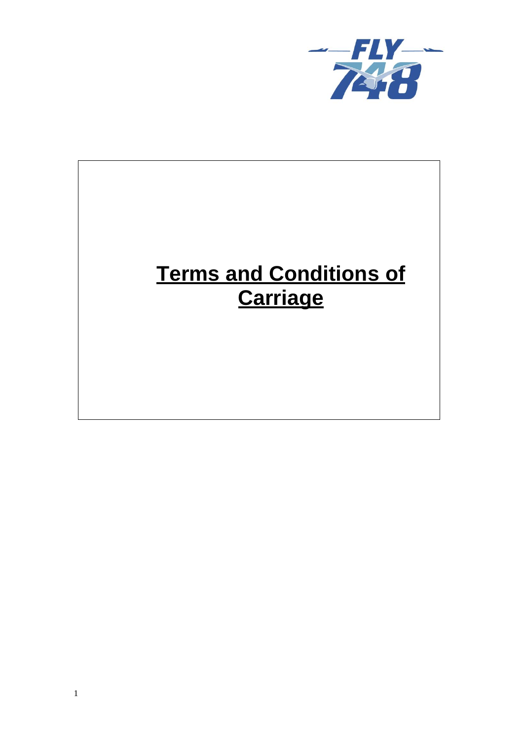# Terms and Conditions of Carriage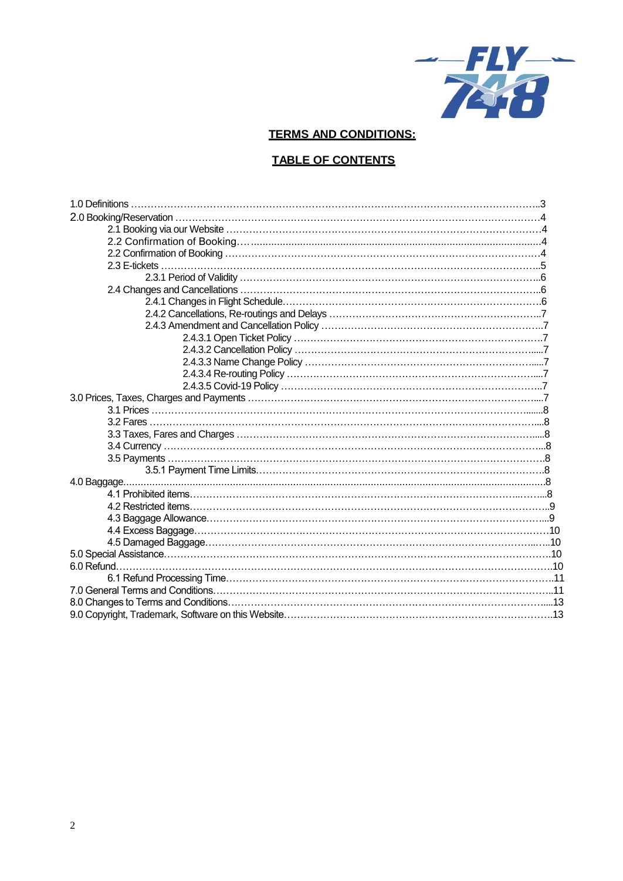## TERMS AND CONDITIONS:

## TABLE OF CONTENTS

1.0 Definitions ..........3
2.0 Booking/Reservation ..........4
- 2.1 Booking via our Website ..........4
- 2.2 Confirmation of Booking..........4
- 2.2 Confirmation of Booking ..........4
- 2.3 E-tickets ..........5
  - 2.3.1 Period of Validity ..........6
- 2.4 Changes and Cancellations ..........6
  - 2.4.1 Changes in Flight Schedule..........6
  - 2.4.2 Cancellations, Re-routings and Delays ..........7
  - 2.4.3 Amendment and Cancellation Policy ..........7
    - 2.4.3.1 Open Ticket Policy ..........7
    - 2.4.3.2 Cancellation Policy ..........7
    - 2.4.3.3 Name Change Policy ..........7
    - 2.4.3.4 Re-routing Policy ..........7
    - 2.4.3.5 Covid-19 Policy ..........7

3.0 Prices, Taxes, Charges and Payments ..........7
- 3.1 Prices ..........8
- 3.2 Fares ..........8
- 3.3 Taxes, Fares and Charges ..........8
- 3.4 Currency ..........8
- 3.5 Payments ..........8
  - 3.5.1 Payment Time Limits..........8

4.0 Baggage..........8
- 4.1 Prohibited items..........8
- 4.2 Restricted items..........9
- 4.3 Baggage Allowance..........9
- 4.4 Excess Baggage..........10
- 4.5 Damaged Baggage..........10

5.0 Special Assistance..........10
6.0 Refund..........10
- 6.1 Refund Processing Time..........11

7.0 General Terms and Conditions..........11
8.0 Changes to Terms and Conditions..........13
9.0 Copyright, Trademark, Software on this Website..........13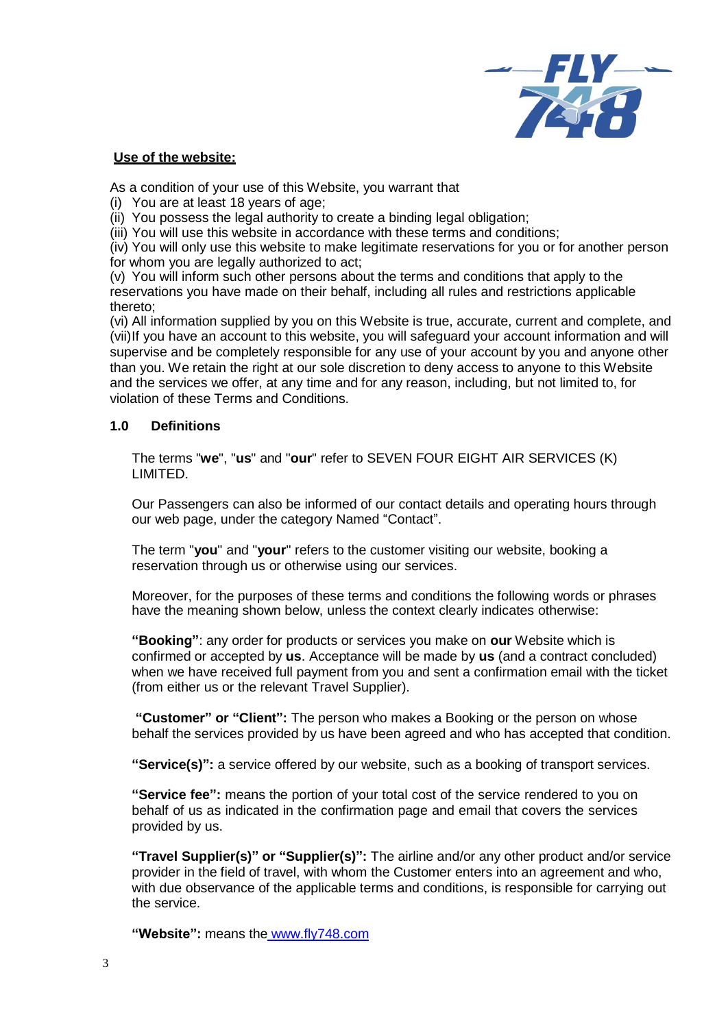**Use of the website:**

As a condition of your use of this Website, you warrant that
(i) You are at least 18 years of age;
(ii) You possess the legal authority to create a binding legal obligation;
(iii) You will use this website in accordance with these terms and conditions;
(iv) You will only use this website to make legitimate reservations for you or for another person for whom you are legally authorized to act;
(v) You will inform such other persons about the terms and conditions that apply to the reservations you have made on their behalf, including all rules and restrictions applicable thereto;
(vi) All information supplied by you on this Website is true, accurate, current and complete, and
(vii) If you have an account to this website, you will safeguard your account information and will supervise and be completely responsible for any use of your account by you and anyone other than you. We retain the right at our sole discretion to deny access to anyone to this Website and the services we offer, at any time and for any reason, including, but not limited to, for violation of these Terms and Conditions.

## 1.0 Definitions

The terms "**we**", "**us**" and "**our**" refer to SEVEN FOUR EIGHT AIR SERVICES (K) LIMITED.

Our Passengers can also be informed of our contact details and operating hours through our web page, under the category Named "Contact".

The term "**you**" and "**your**" refers to the customer visiting our website, booking a reservation through us or otherwise using our services.

Moreover, for the purposes of these terms and conditions the following words or phrases have the meaning shown below, unless the context clearly indicates otherwise:

**"Booking"**: any order for products or services you make on **our** Website which is confirmed or accepted by **us**. Acceptance will be made by **us** (and a contract concluded) when we have received full payment from you and sent a confirmation email with the ticket (from either us or the relevant Travel Supplier).

**"Customer" or "Client":** The person who makes a Booking or the person on whose behalf the services provided by us have been agreed and who has accepted that condition.

**"Service(s)":** a service offered by our website, such as a booking of transport services.

**"Service fee":** means the portion of your total cost of the service rendered to you on behalf of us as indicated in the confirmation page and email that covers the services provided by us.

**"Travel Supplier(s)" or "Supplier(s)":** The airline and/or any other product and/or service provider in the field of travel, with whom the Customer enters into an agreement and who, with due observance of the applicable terms and conditions, is responsible for carrying out the service.

**"Website":** means the www.fly748.com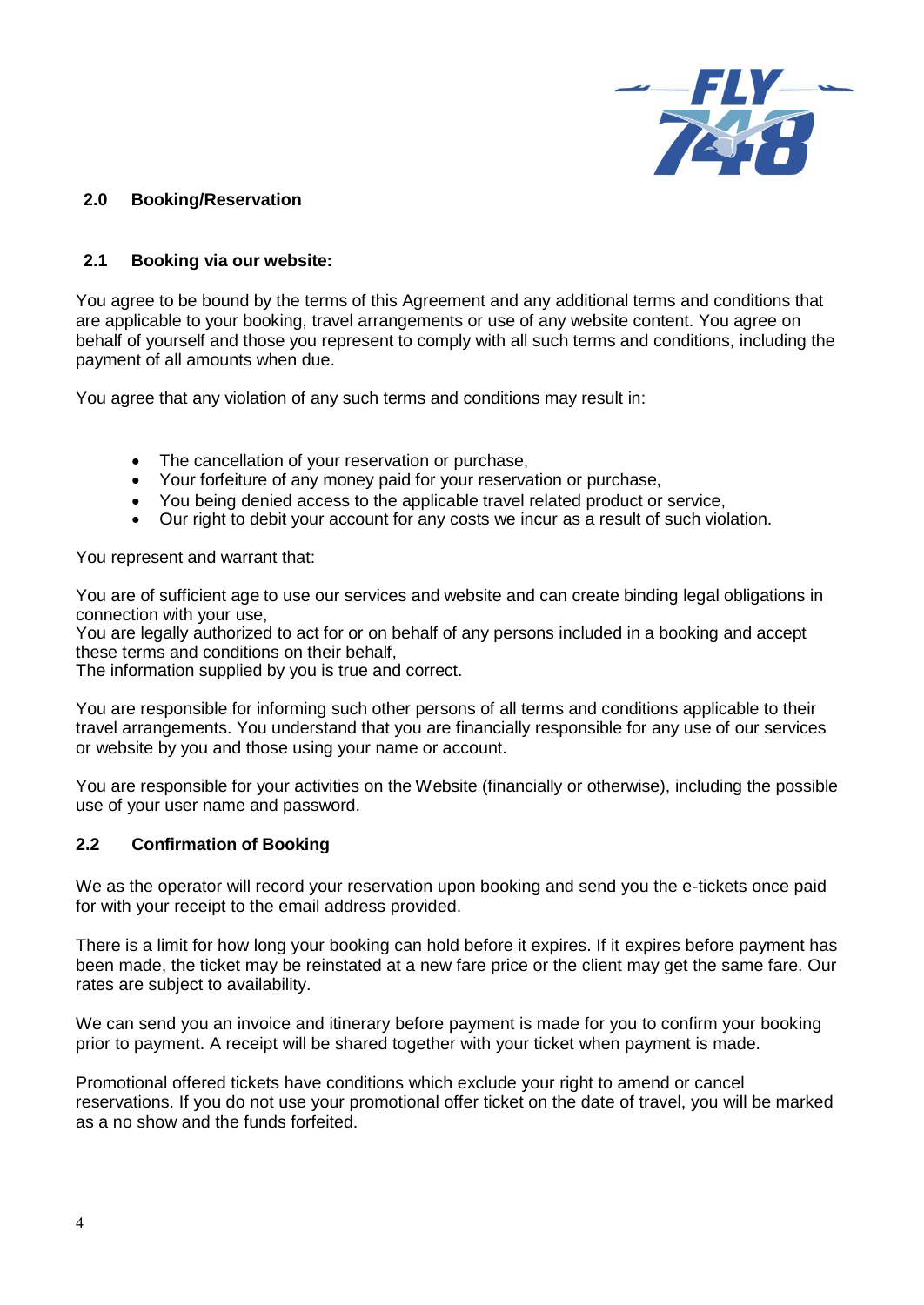## 2.0 Booking/Reservation

### 2.1 Booking via our website:

You agree to be bound by the terms of this Agreement and any additional terms and conditions that are applicable to your booking, travel arrangements or use of any website content. You agree on behalf of yourself and those you represent to comply with all such terms and conditions, including the payment of all amounts when due.

You agree that any violation of any such terms and conditions may result in:

- The cancellation of your reservation or purchase,
- Your forfeiture of any money paid for your reservation or purchase,
- You being denied access to the applicable travel related product or service,
- Our right to debit your account for any costs we incur as a result of such violation.

You represent and warrant that:

You are of sufficient age to use our services and website and can create binding legal obligations in connection with your use,
You are legally authorized to act for or on behalf of any persons included in a booking and accept these terms and conditions on their behalf,
The information supplied by you is true and correct.

You are responsible for informing such other persons of all terms and conditions applicable to their travel arrangements. You understand that you are financially responsible for any use of our services or website by you and those using your name or account.

You are responsible for your activities on the Website (financially or otherwise), including the possible use of your user name and password.

### 2.2 Confirmation of Booking

We as the operator will record your reservation upon booking and send you the e-tickets once paid for with your receipt to the email address provided.

There is a limit for how long your booking can hold before it expires. If it expires before payment has been made, the ticket may be reinstated at a new fare price or the client may get the same fare. Our rates are subject to availability.

We can send you an invoice and itinerary before payment is made for you to confirm your booking prior to payment. A receipt will be shared together with your ticket when payment is made.

Promotional offered tickets have conditions which exclude your right to amend or cancel reservations. If you do not use your promotional offer ticket on the date of travel, you will be marked as a no show and the funds forfeited.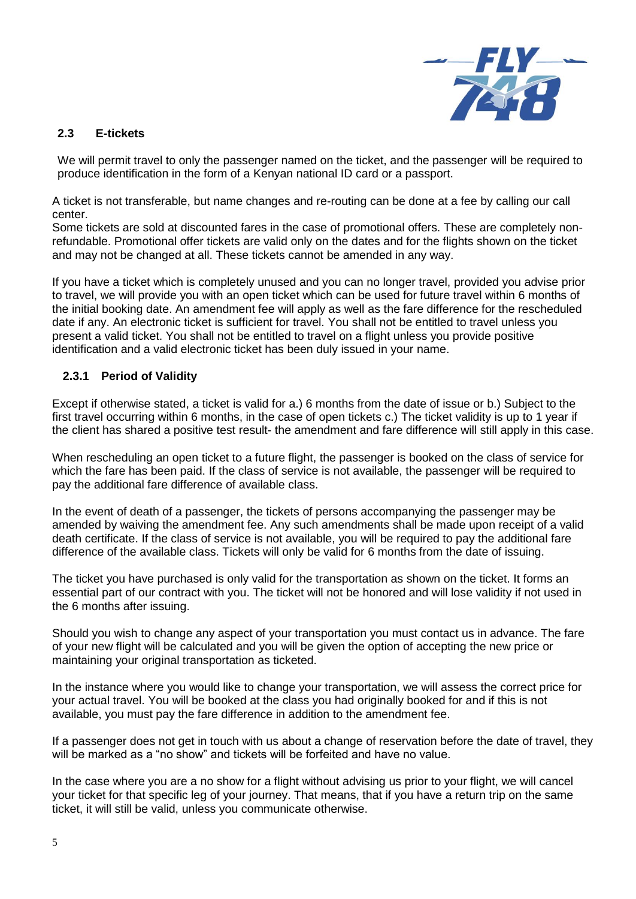## 2.3 E-tickets

We will permit travel to only the passenger named on the ticket, and the passenger will be required to produce identification in the form of a Kenyan national ID card or a passport.

A ticket is not transferable, but name changes and re-routing can be done at a fee by calling our call center.
Some tickets are sold at discounted fares in the case of promotional offers. These are completely non-refundable. Promotional offer tickets are valid only on the dates and for the flights shown on the ticket and may not be changed at all. These tickets cannot be amended in any way.

If you have a ticket which is completely unused and you can no longer travel, provided you advise prior to travel, we will provide you with an open ticket which can be used for future travel within 6 months of the initial booking date. An amendment fee will apply as well as the fare difference for the rescheduled date if any. An electronic ticket is sufficient for travel. You shall not be entitled to travel unless you present a valid ticket. You shall not be entitled to travel on a flight unless you provide positive identification and a valid electronic ticket has been duly issued in your name.

### 2.3.1 Period of Validity

Except if otherwise stated, a ticket is valid for a.) 6 months from the date of issue or b.) Subject to the first travel occurring within 6 months, in the case of open tickets c.) The ticket validity is up to 1 year if the client has shared a positive test result- the amendment and fare difference will still apply in this case.

When rescheduling an open ticket to a future flight, the passenger is booked on the class of service for which the fare has been paid. If the class of service is not available, the passenger will be required to pay the additional fare difference of available class.

In the event of death of a passenger, the tickets of persons accompanying the passenger may be amended by waiving the amendment fee. Any such amendments shall be made upon receipt of a valid death certificate. If the class of service is not available, you will be required to pay the additional fare difference of the available class. Tickets will only be valid for 6 months from the date of issuing.

The ticket you have purchased is only valid for the transportation as shown on the ticket. It forms an essential part of our contract with you. The ticket will not be honored and will lose validity if not used in the 6 months after issuing.

Should you wish to change any aspect of your transportation you must contact us in advance. The fare of your new flight will be calculated and you will be given the option of accepting the new price or maintaining your original transportation as ticketed.

In the instance where you would like to change your transportation, we will assess the correct price for your actual travel. You will be booked at the class you had originally booked for and if this is not available, you must pay the fare difference in addition to the amendment fee.

If a passenger does not get in touch with us about a change of reservation before the date of travel, they will be marked as a "no show" and tickets will be forfeited and have no value.

In the case where you are a no show for a flight without advising us prior to your flight, we will cancel your ticket for that specific leg of your journey. That means, that if you have a return trip on the same ticket, it will still be valid, unless you communicate otherwise.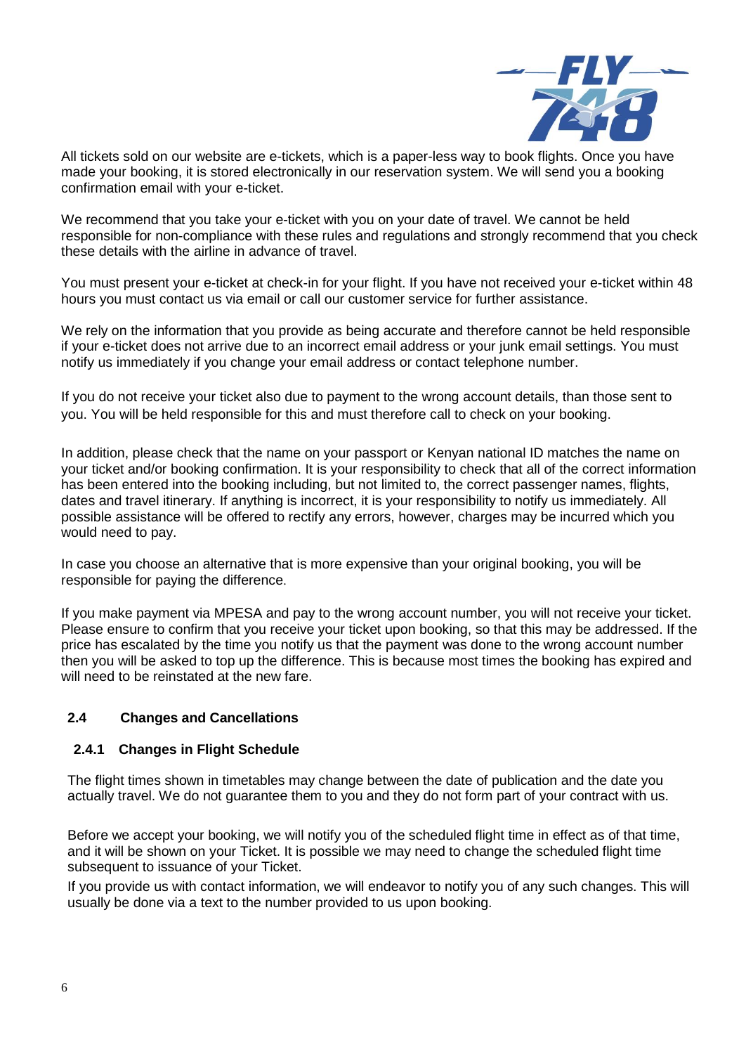All tickets sold on our website are e-tickets, which is a paper-less way to book flights. Once you have made your booking, it is stored electronically in our reservation system. We will send you a booking confirmation email with your e-ticket.

We recommend that you take your e-ticket with you on your date of travel. We cannot be held responsible for non-compliance with these rules and regulations and strongly recommend that you check these details with the airline in advance of travel.

You must present your e-ticket at check-in for your flight. If you have not received your e-ticket within 48 hours you must contact us via email or call our customer service for further assistance.

We rely on the information that you provide as being accurate and therefore cannot be held responsible if your e-ticket does not arrive due to an incorrect email address or your junk email settings. You must notify us immediately if you change your email address or contact telephone number.

If you do not receive your ticket also due to payment to the wrong account details, than those sent to you. You will be held responsible for this and must therefore call to check on your booking.

In addition, please check that the name on your passport or Kenyan national ID matches the name on your ticket and/or booking confirmation. It is your responsibility to check that all of the correct information has been entered into the booking including, but not limited to, the correct passenger names, flights, dates and travel itinerary. If anything is incorrect, it is your responsibility to notify us immediately. All possible assistance will be offered to rectify any errors, however, charges may be incurred which you would need to pay.

In case you choose an alternative that is more expensive than your original booking, you will be responsible for paying the difference.

If you make payment via MPESA and pay to the wrong account number, you will not receive your ticket. Please ensure to confirm that you receive your ticket upon booking, so that this may be addressed. If the price has escalated by the time you notify us that the payment was done to the wrong account number then you will be asked to top up the difference. This is because most times the booking has expired and will need to be reinstated at the new fare.

## 2.4 Changes and Cancellations

### 2.4.1 Changes in Flight Schedule

The flight times shown in timetables may change between the date of publication and the date you actually travel. We do not guarantee them to you and they do not form part of your contract with us.

Before we accept your booking, we will notify you of the scheduled flight time in effect as of that time, and it will be shown on your Ticket. It is possible we may need to change the scheduled flight time subsequent to issuance of your Ticket.

If you provide us with contact information, we will endeavor to notify you of any such changes. This will usually be done via a text to the number provided to us upon booking.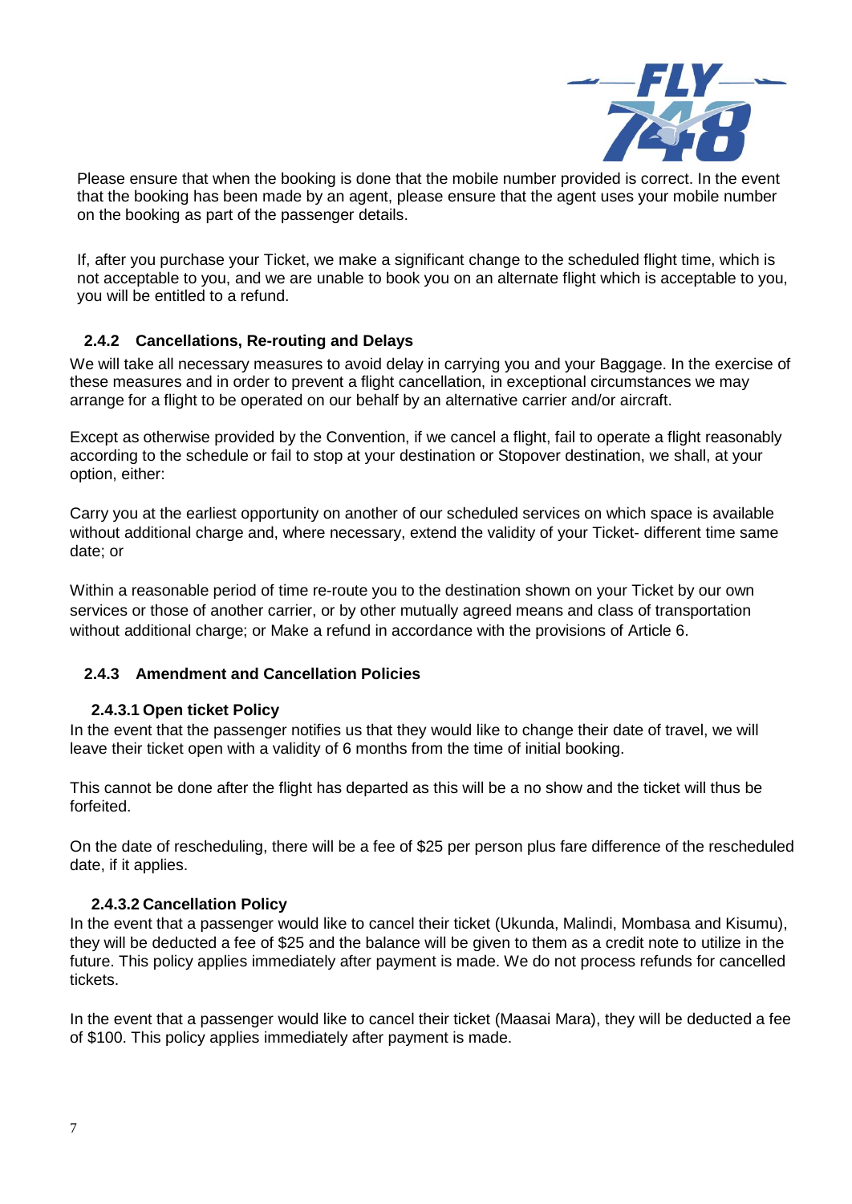Please ensure that when the booking is done that the mobile number provided is correct. In the event that the booking has been made by an agent, please ensure that the agent uses your mobile number on the booking as part of the passenger details.

If, after you purchase your Ticket, we make a significant change to the scheduled flight time, which is not acceptable to you, and we are unable to book you on an alternate flight which is acceptable to you, you will be entitled to a refund.

### 2.4.2 Cancellations, Re-routing and Delays

We will take all necessary measures to avoid delay in carrying you and your Baggage. In the exercise of these measures and in order to prevent a flight cancellation, in exceptional circumstances we may arrange for a flight to be operated on our behalf by an alternative carrier and/or aircraft.

Except as otherwise provided by the Convention, if we cancel a flight, fail to operate a flight reasonably according to the schedule or fail to stop at your destination or Stopover destination, we shall, at your option, either:

Carry you at the earliest opportunity on another of our scheduled services on which space is available without additional charge and, where necessary, extend the validity of your Ticket- different time same date; or

Within a reasonable period of time re-route you to the destination shown on your Ticket by our own services or those of another carrier, or by other mutually agreed means and class of transportation without additional charge; or Make a refund in accordance with the provisions of Article 6.

### 2.4.3 Amendment and Cancellation Policies

#### 2.4.3.1 Open ticket Policy

In the event that the passenger notifies us that they would like to change their date of travel, we will leave their ticket open with a validity of 6 months from the time of initial booking.

This cannot be done after the flight has departed as this will be a no show and the ticket will thus be forfeited.

On the date of rescheduling, there will be a fee of $25 per person plus fare difference of the rescheduled date, if it applies.

#### 2.4.3.2 Cancellation Policy

In the event that a passenger would like to cancel their ticket (Ukunda, Malindi, Mombasa and Kisumu), they will be deducted a fee of $25 and the balance will be given to them as a credit note to utilize in the future. This policy applies immediately after payment is made. We do not process refunds for cancelled tickets.

In the event that a passenger would like to cancel their ticket (Maasai Mara), they will be deducted a fee of $100. This policy applies immediately after payment is made.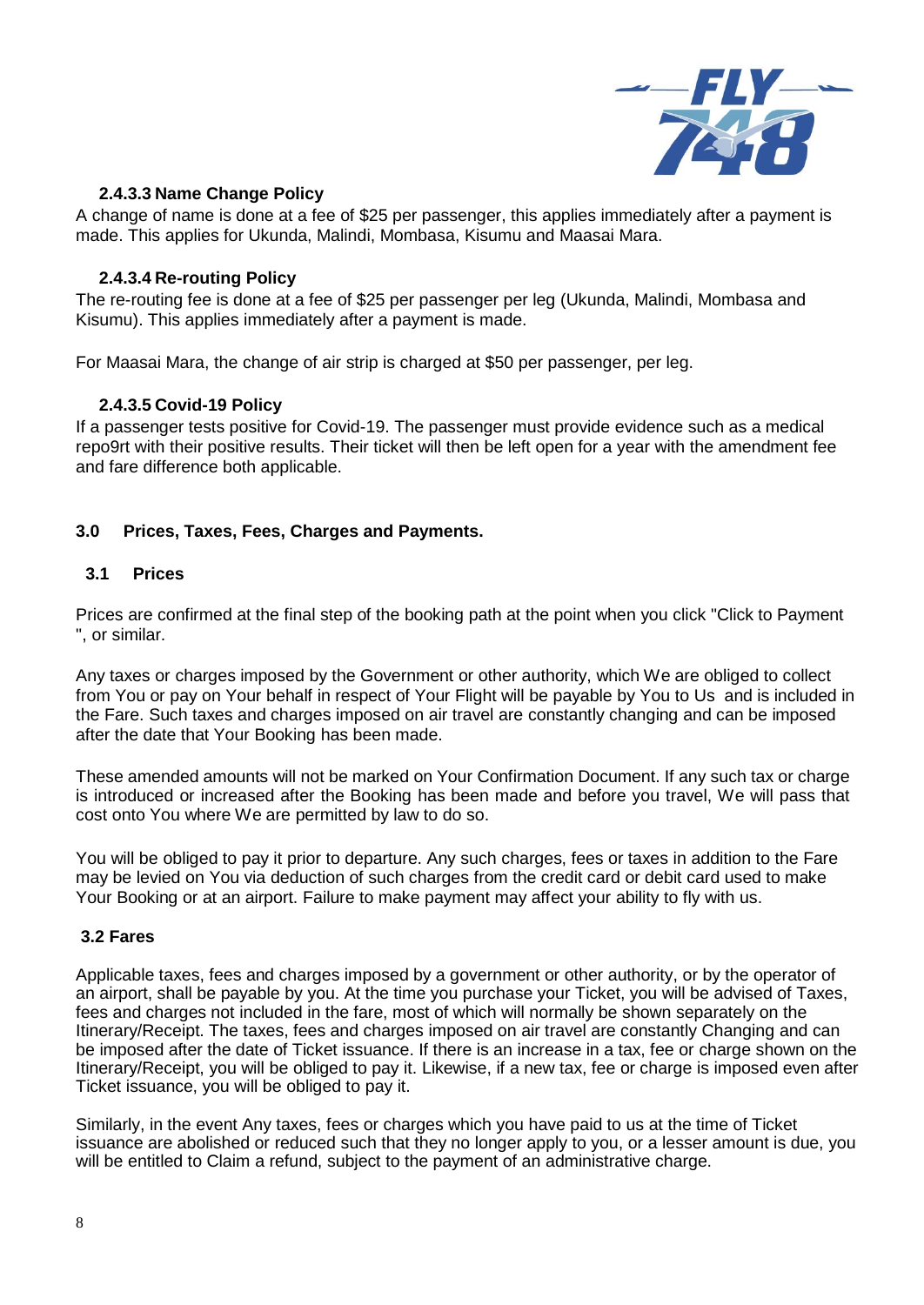#### 2.4.3.3 Name Change Policy

A change of name is done at a fee of $25 per passenger, this applies immediately after a payment is made. This applies for Ukunda, Malindi, Mombasa, Kisumu and Maasai Mara.

#### 2.4.3.4 Re-routing Policy

The re-routing fee is done at a fee of $25 per passenger per leg (Ukunda, Malindi, Mombasa and Kisumu). This applies immediately after a payment is made.

For Maasai Mara, the change of air strip is charged at $50 per passenger, per leg.

#### 2.4.3.5 Covid-19 Policy

If a passenger tests positive for Covid-19. The passenger must provide evidence such as a medical repo9rt with their positive results. Their ticket will then be left open for a year with the amendment fee and fare difference both applicable.

## 3.0 Prices, Taxes, Fees, Charges and Payments.

### 3.1 Prices

Prices are confirmed at the final step of the booking path at the point when you click "Click to Payment ", or similar.

Any taxes or charges imposed by the Government or other authority, which We are obliged to collect from You or pay on Your behalf in respect of Your Flight will be payable by You to Us and is included in the Fare. Such taxes and charges imposed on air travel are constantly changing and can be imposed after the date that Your Booking has been made.

These amended amounts will not be marked on Your Confirmation Document. If any such tax or charge is introduced or increased after the Booking has been made and before you travel, We will pass that cost onto You where We are permitted by law to do so.

You will be obliged to pay it prior to departure. Any such charges, fees or taxes in addition to the Fare may be levied on You via deduction of such charges from the credit card or debit card used to make Your Booking or at an airport. Failure to make payment may affect your ability to fly with us.

### 3.2 Fares

Applicable taxes, fees and charges imposed by a government or other authority, or by the operator of an airport, shall be payable by you. At the time you purchase your Ticket, you will be advised of Taxes, fees and charges not included in the fare, most of which will normally be shown separately on the Itinerary/Receipt. The taxes, fees and charges imposed on air travel are constantly Changing and can be imposed after the date of Ticket issuance. If there is an increase in a tax, fee or charge shown on the Itinerary/Receipt, you will be obliged to pay it. Likewise, if a new tax, fee or charge is imposed even after Ticket issuance, you will be obliged to pay it.

Similarly, in the event Any taxes, fees or charges which you have paid to us at the time of Ticket issuance are abolished or reduced such that they no longer apply to you, or a lesser amount is due, you will be entitled to Claim a refund, subject to the payment of an administrative charge.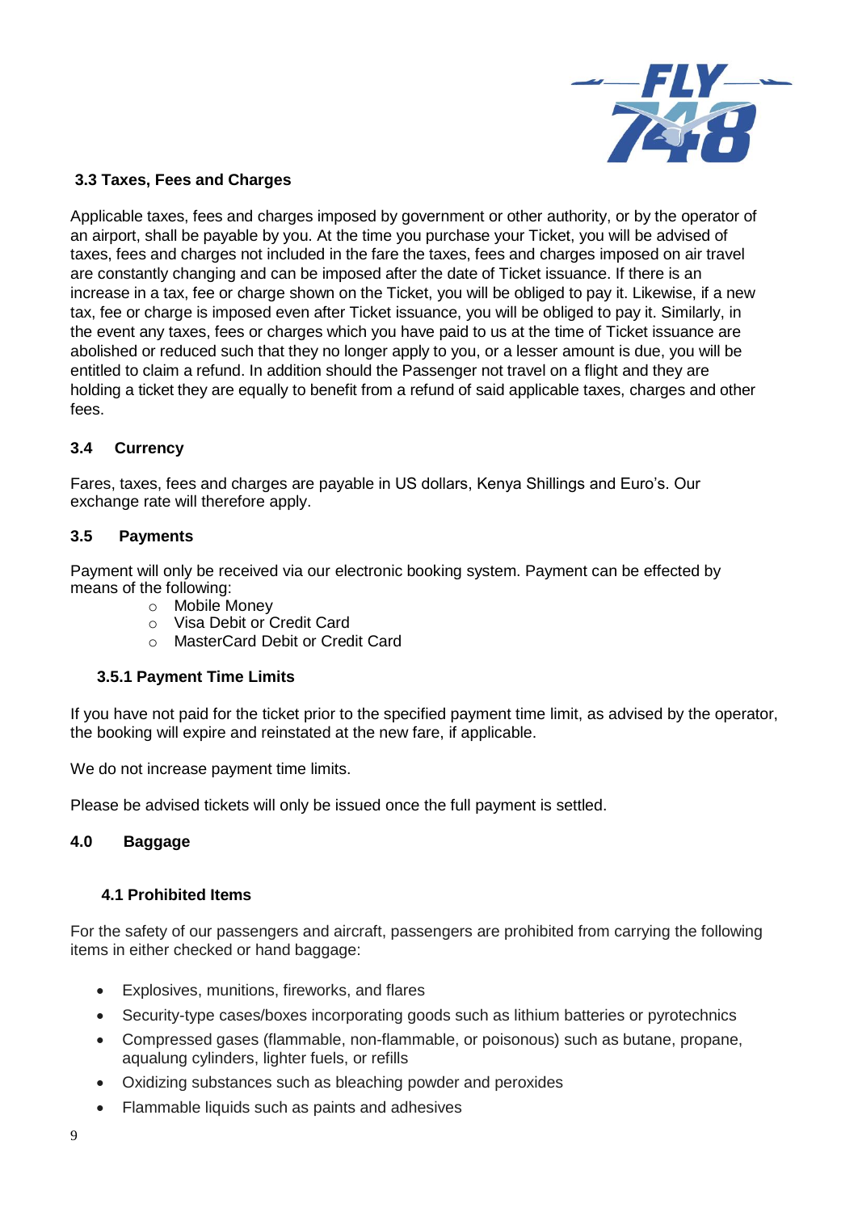### 3.3 Taxes, Fees and Charges

Applicable taxes, fees and charges imposed by government or other authority, or by the operator of an airport, shall be payable by you. At the time you purchase your Ticket, you will be advised of taxes, fees and charges not included in the fare the taxes, fees and charges imposed on air travel are constantly changing and can be imposed after the date of Ticket issuance. If there is an increase in a tax, fee or charge shown on the Ticket, you will be obliged to pay it. Likewise, if a new tax, fee or charge is imposed even after Ticket issuance, you will be obliged to pay it. Similarly, in the event any taxes, fees or charges which you have paid to us at the time of Ticket issuance are abolished or reduced such that they no longer apply to you, or a lesser amount is due, you will be entitled to claim a refund. In addition should the Passenger not travel on a flight and they are holding a ticket they are equally to benefit from a refund of said applicable taxes, charges and other fees.

### 3.4 Currency

Fares, taxes, fees and charges are payable in US dollars, Kenya Shillings and Euro's. Our exchange rate will therefore apply.

### 3.5 Payments

Payment will only be received via our electronic booking system. Payment can be effected by means of the following:

- Mobile Money
- Visa Debit or Credit Card
- MasterCard Debit or Credit Card

#### 3.5.1 Payment Time Limits

If you have not paid for the ticket prior to the specified payment time limit, as advised by the operator, the booking will expire and reinstated at the new fare, if applicable.

We do not increase payment time limits.

Please be advised tickets will only be issued once the full payment is settled.

## 4.0 Baggage

### 4.1 Prohibited Items

For the safety of our passengers and aircraft, passengers are prohibited from carrying the following items in either checked or hand baggage:

- Explosives, munitions, fireworks, and flares
- Security-type cases/boxes incorporating goods such as lithium batteries or pyrotechnics
- Compressed gases (flammable, non-flammable, or poisonous) such as butane, propane, aqualung cylinders, lighter fuels, or refills
- Oxidizing substances such as bleaching powder and peroxides
- Flammable liquids such as paints and adhesives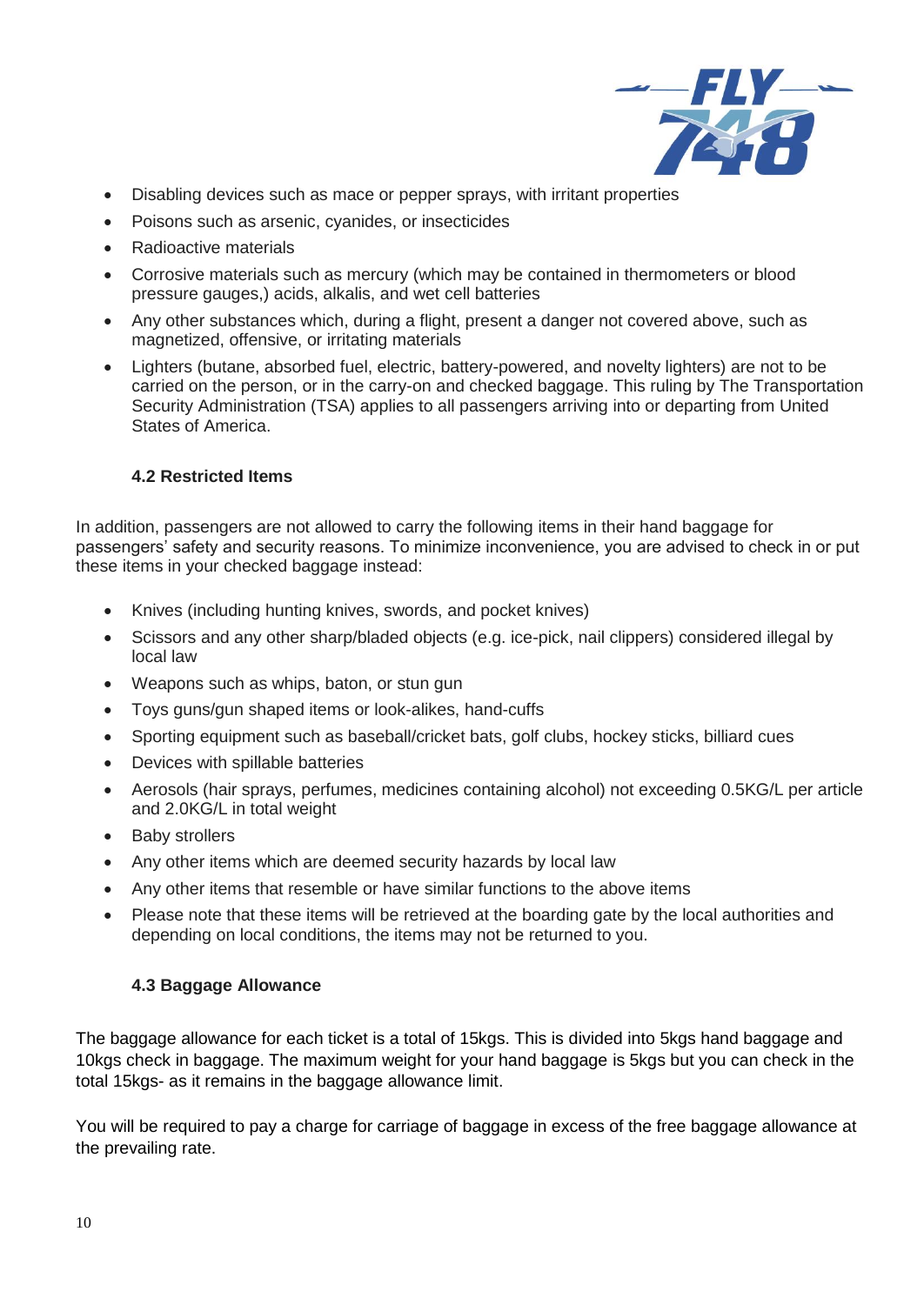- Disabling devices such as mace or pepper sprays, with irritant properties
- Poisons such as arsenic, cyanides, or insecticides
- Radioactive materials
- Corrosive materials such as mercury (which may be contained in thermometers or blood pressure gauges,) acids, alkalis, and wet cell batteries
- Any other substances which, during a flight, present a danger not covered above, such as magnetized, offensive, or irritating materials
- Lighters (butane, absorbed fuel, electric, battery-powered, and novelty lighters) are not to be carried on the person, or in the carry-on and checked baggage. This ruling by The Transportation Security Administration (TSA) applies to all passengers arriving into or departing from United States of America.

### 4.2 Restricted Items

In addition, passengers are not allowed to carry the following items in their hand baggage for passengers' safety and security reasons. To minimize inconvenience, you are advised to check in or put these items in your checked baggage instead:

- Knives (including hunting knives, swords, and pocket knives)
- Scissors and any other sharp/bladed objects (e.g. ice-pick, nail clippers) considered illegal by local law
- Weapons such as whips, baton, or stun gun
- Toys guns/gun shaped items or look-alikes, hand-cuffs
- Sporting equipment such as baseball/cricket bats, golf clubs, hockey sticks, billiard cues
- Devices with spillable batteries
- Aerosols (hair sprays, perfumes, medicines containing alcohol) not exceeding 0.5KG/L per article and 2.0KG/L in total weight
- Baby strollers
- Any other items which are deemed security hazards by local law
- Any other items that resemble or have similar functions to the above items
- Please note that these items will be retrieved at the boarding gate by the local authorities and depending on local conditions, the items may not be returned to you.

### 4.3 Baggage Allowance

The baggage allowance for each ticket is a total of 15kgs. This is divided into 5kgs hand baggage and 10kgs check in baggage. The maximum weight for your hand baggage is 5kgs but you can check in the total 15kgs- as it remains in the baggage allowance limit.

You will be required to pay a charge for carriage of baggage in excess of the free baggage allowance at the prevailing rate.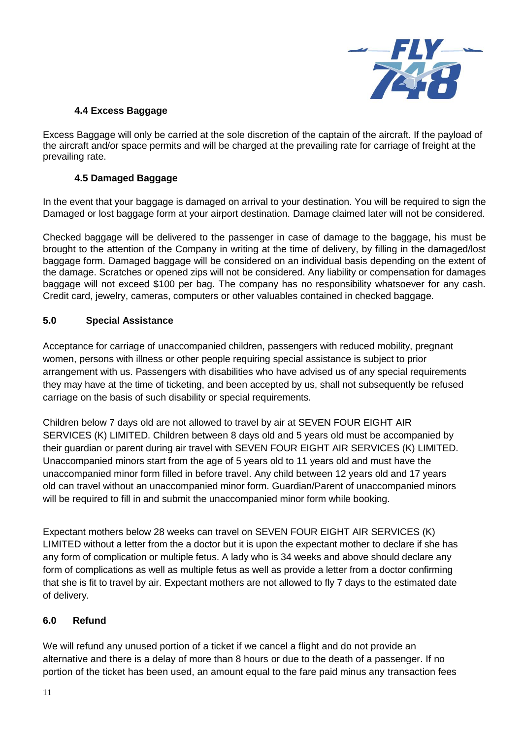### 4.4 Excess Baggage

Excess Baggage will only be carried at the sole discretion of the captain of the aircraft. If the payload of the aircraft and/or space permits and will be charged at the prevailing rate for carriage of freight at the prevailing rate.

### 4.5 Damaged Baggage

In the event that your baggage is damaged on arrival to your destination. You will be required to sign the Damaged or lost baggage form at your airport destination. Damage claimed later will not be considered.

Checked baggage will be delivered to the passenger in case of damage to the baggage, his must be brought to the attention of the Company in writing at the time of delivery, by filling in the damaged/lost baggage form. Damaged baggage will be considered on an individual basis depending on the extent of the damage. Scratches or opened zips will not be considered. Any liability or compensation for damages baggage will not exceed $100 per bag. The company has no responsibility whatsoever for any cash. Credit card, jewelry, cameras, computers or other valuables contained in checked baggage.

## 5.0 Special Assistance

Acceptance for carriage of unaccompanied children, passengers with reduced mobility, pregnant women, persons with illness or other people requiring special assistance is subject to prior arrangement with us. Passengers with disabilities who have advised us of any special requirements they may have at the time of ticketing, and been accepted by us, shall not subsequently be refused carriage on the basis of such disability or special requirements.

Children below 7 days old are not allowed to travel by air at SEVEN FOUR EIGHT AIR SERVICES (K) LIMITED. Children between 8 days old and 5 years old must be accompanied by their guardian or parent during air travel with SEVEN FOUR EIGHT AIR SERVICES (K) LIMITED. Unaccompanied minors start from the age of 5 years old to 11 years old and must have the unaccompanied minor form filled in before travel. Any child between 12 years old and 17 years old can travel without an unaccompanied minor form. Guardian/Parent of unaccompanied minors will be required to fill in and submit the unaccompanied minor form while booking.

Expectant mothers below 28 weeks can travel on SEVEN FOUR EIGHT AIR SERVICES (K) LIMITED without a letter from the a doctor but it is upon the expectant mother to declare if she has any form of complication or multiple fetus. A lady who is 34 weeks and above should declare any form of complications as well as multiple fetus as well as provide a letter from a doctor confirming that she is fit to travel by air. Expectant mothers are not allowed to fly 7 days to the estimated date of delivery.

## 6.0 Refund

We will refund any unused portion of a ticket if we cancel a flight and do not provide an alternative and there is a delay of more than 8 hours or due to the death of a passenger. If no portion of the ticket has been used, an amount equal to the fare paid minus any transaction fees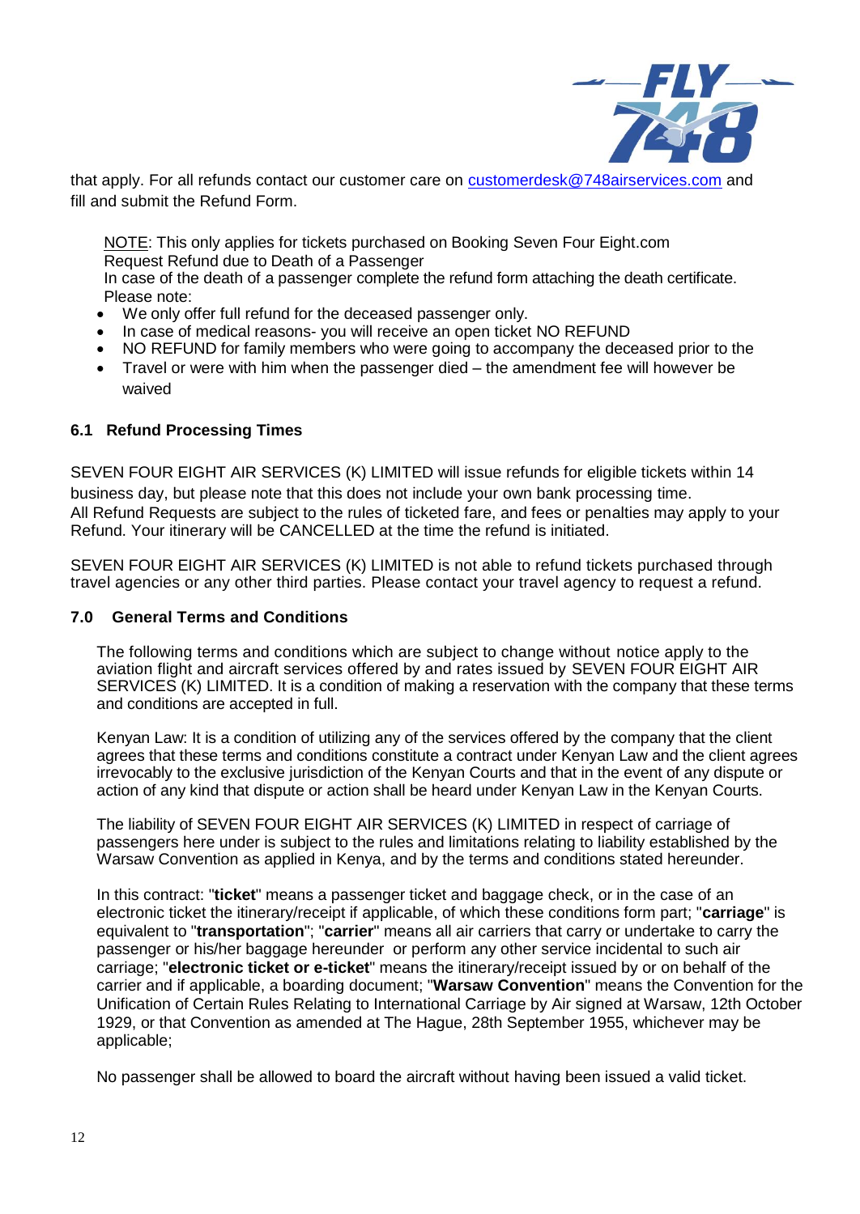that apply. For all refunds contact our customer care on customerdesk@748airservices.com and fill and submit the Refund Form.

NOTE: This only applies for tickets purchased on Booking Seven Four Eight.com
Request Refund due to Death of a Passenger
In case of the death of a passenger complete the refund form attaching the death certificate.
Please note:

- We only offer full refund for the deceased passenger only.
- In case of medical reasons- you will receive an open ticket NO REFUND
- NO REFUND for family members who were going to accompany the deceased prior to the
- Travel or were with him when the passenger died – the amendment fee will however be waived

### 6.1 Refund Processing Times

SEVEN FOUR EIGHT AIR SERVICES (K) LIMITED will issue refunds for eligible tickets within 14 business day, but please note that this does not include your own bank processing time.
All Refund Requests are subject to the rules of ticketed fare, and fees or penalties may apply to your Refund. Your itinerary will be CANCELLED at the time the refund is initiated.

SEVEN FOUR EIGHT AIR SERVICES (K) LIMITED is not able to refund tickets purchased through travel agencies or any other third parties. Please contact your travel agency to request a refund.

## 7.0 General Terms and Conditions

The following terms and conditions which are subject to change without notice apply to the aviation flight and aircraft services offered by and rates issued by SEVEN FOUR EIGHT AIR SERVICES (K) LIMITED. It is a condition of making a reservation with the company that these terms and conditions are accepted in full.

Kenyan Law: It is a condition of utilizing any of the services offered by the company that the client agrees that these terms and conditions constitute a contract under Kenyan Law and the client agrees irrevocably to the exclusive jurisdiction of the Kenyan Courts and that in the event of any dispute or action of any kind that dispute or action shall be heard under Kenyan Law in the Kenyan Courts.

The liability of SEVEN FOUR EIGHT AIR SERVICES (K) LIMITED in respect of carriage of passengers here under is subject to the rules and limitations relating to liability established by the Warsaw Convention as applied in Kenya, and by the terms and conditions stated hereunder.

In this contract: "**ticket**" means a passenger ticket and baggage check, or in the case of an electronic ticket the itinerary/receipt if applicable, of which these conditions form part; "**carriage**" is equivalent to "**transportation**"; "**carrier**" means all air carriers that carry or undertake to carry the passenger or his/her baggage hereunder or perform any other service incidental to such air carriage; "**electronic ticket or e-ticket**" means the itinerary/receipt issued by or on behalf of the carrier and if applicable, a boarding document; "**Warsaw Convention**" means the Convention for the Unification of Certain Rules Relating to International Carriage by Air signed at Warsaw, 12th October 1929, or that Convention as amended at The Hague, 28th September 1955, whichever may be applicable;

No passenger shall be allowed to board the aircraft without having been issued a valid ticket.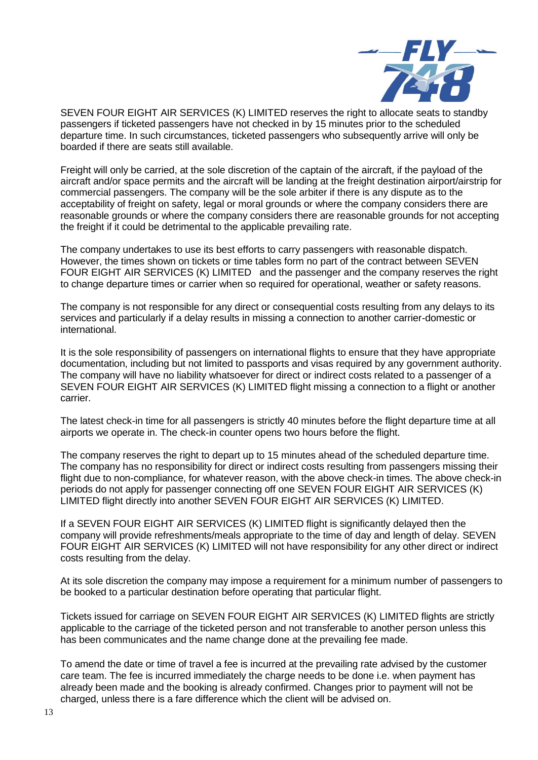SEVEN FOUR EIGHT AIR SERVICES (K) LIMITED reserves the right to allocate seats to standby passengers if ticketed passengers have not checked in by 15 minutes prior to the scheduled departure time. In such circumstances, ticketed passengers who subsequently arrive will only be boarded if there are seats still available.

Freight will only be carried, at the sole discretion of the captain of the aircraft, if the payload of the aircraft and/or space permits and the aircraft will be landing at the freight destination airport/airstrip for commercial passengers. The company will be the sole arbiter if there is any dispute as to the acceptability of freight on safety, legal or moral grounds or where the company considers there are reasonable grounds or where the company considers there are reasonable grounds for not accepting the freight if it could be detrimental to the applicable prevailing rate.

The company undertakes to use its best efforts to carry passengers with reasonable dispatch. However, the times shown on tickets or time tables form no part of the contract between SEVEN FOUR EIGHT AIR SERVICES (K) LIMITED and the passenger and the company reserves the right to change departure times or carrier when so required for operational, weather or safety reasons.

The company is not responsible for any direct or consequential costs resulting from any delays to its services and particularly if a delay results in missing a connection to another carrier-domestic or international.

It is the sole responsibility of passengers on international flights to ensure that they have appropriate documentation, including but not limited to passports and visas required by any government authority. The company will have no liability whatsoever for direct or indirect costs related to a passenger of a SEVEN FOUR EIGHT AIR SERVICES (K) LIMITED flight missing a connection to a flight or another carrier.

The latest check-in time for all passengers is strictly 40 minutes before the flight departure time at all airports we operate in. The check-in counter opens two hours before the flight.

The company reserves the right to depart up to 15 minutes ahead of the scheduled departure time. The company has no responsibility for direct or indirect costs resulting from passengers missing their flight due to non-compliance, for whatever reason, with the above check-in times. The above check-in periods do not apply for passenger connecting off one SEVEN FOUR EIGHT AIR SERVICES (K) LIMITED flight directly into another SEVEN FOUR EIGHT AIR SERVICES (K) LIMITED.

If a SEVEN FOUR EIGHT AIR SERVICES (K) LIMITED flight is significantly delayed then the company will provide refreshments/meals appropriate to the time of day and length of delay. SEVEN FOUR EIGHT AIR SERVICES (K) LIMITED will not have responsibility for any other direct or indirect costs resulting from the delay.

At its sole discretion the company may impose a requirement for a minimum number of passengers to be booked to a particular destination before operating that particular flight.

Tickets issued for carriage on SEVEN FOUR EIGHT AIR SERVICES (K) LIMITED flights are strictly applicable to the carriage of the ticketed person and not transferable to another person unless this has been communicates and the name change done at the prevailing fee made.

To amend the date or time of travel a fee is incurred at the prevailing rate advised by the customer care team. The fee is incurred immediately the charge needs to be done i.e. when payment has already been made and the booking is already confirmed. Changes prior to payment will not be charged, unless there is a fare difference which the client will be advised on.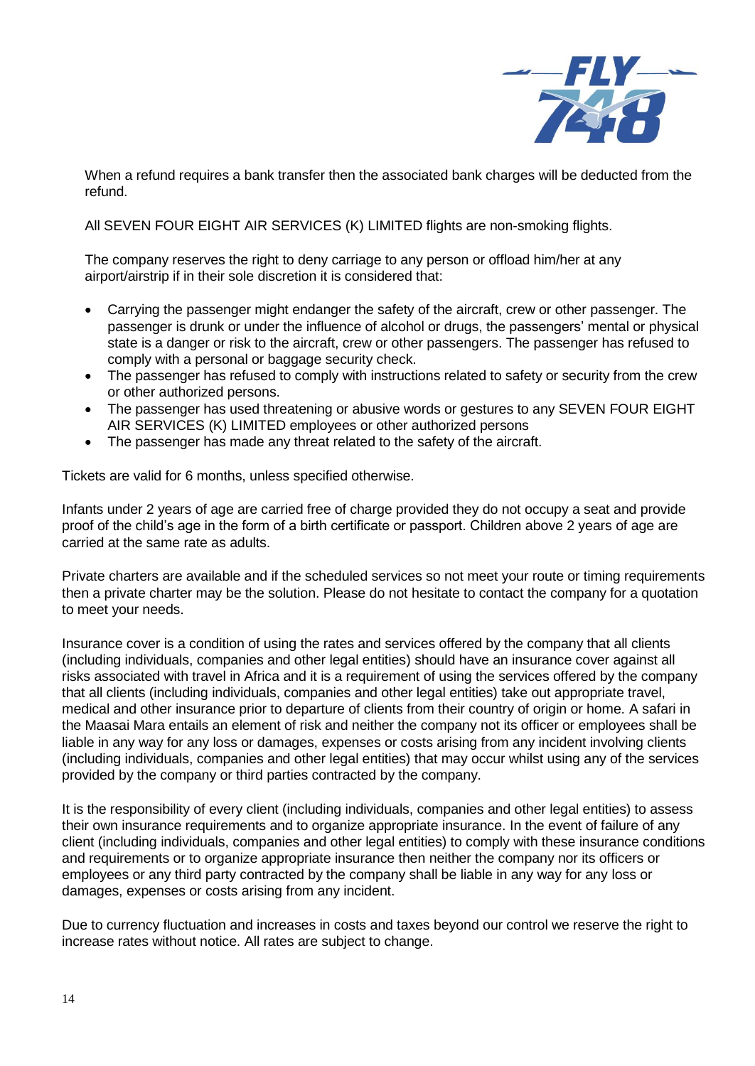When a refund requires a bank transfer then the associated bank charges will be deducted from the refund.

All SEVEN FOUR EIGHT AIR SERVICES (K) LIMITED flights are non-smoking flights.

The company reserves the right to deny carriage to any person or offload him/her at any airport/airstrip if in their sole discretion it is considered that:

- Carrying the passenger might endanger the safety of the aircraft, crew or other passenger. The passenger is drunk or under the influence of alcohol or drugs, the passengers' mental or physical state is a danger or risk to the aircraft, crew or other passengers. The passenger has refused to comply with a personal or baggage security check.
- The passenger has refused to comply with instructions related to safety or security from the crew or other authorized persons.
- The passenger has used threatening or abusive words or gestures to any SEVEN FOUR EIGHT AIR SERVICES (K) LIMITED employees or other authorized persons
- The passenger has made any threat related to the safety of the aircraft.

Tickets are valid for 6 months, unless specified otherwise.

Infants under 2 years of age are carried free of charge provided they do not occupy a seat and provide proof of the child's age in the form of a birth certificate or passport. Children above 2 years of age are carried at the same rate as adults.

Private charters are available and if the scheduled services so not meet your route or timing requirements then a private charter may be the solution. Please do not hesitate to contact the company for a quotation to meet your needs.

Insurance cover is a condition of using the rates and services offered by the company that all clients (including individuals, companies and other legal entities) should have an insurance cover against all risks associated with travel in Africa and it is a requirement of using the services offered by the company that all clients (including individuals, companies and other legal entities) take out appropriate travel, medical and other insurance prior to departure of clients from their country of origin or home. A safari in the Maasai Mara entails an element of risk and neither the company not its officer or employees shall be liable in any way for any loss or damages, expenses or costs arising from any incident involving clients (including individuals, companies and other legal entities) that may occur whilst using any of the services provided by the company or third parties contracted by the company.

It is the responsibility of every client (including individuals, companies and other legal entities) to assess their own insurance requirements and to organize appropriate insurance. In the event of failure of any client (including individuals, companies and other legal entities) to comply with these insurance conditions and requirements or to organize appropriate insurance then neither the company nor its officers or employees or any third party contracted by the company shall be liable in any way for any loss or damages, expenses or costs arising from any incident.

Due to currency fluctuation and increases in costs and taxes beyond our control we reserve the right to increase rates without notice. All rates are subject to change.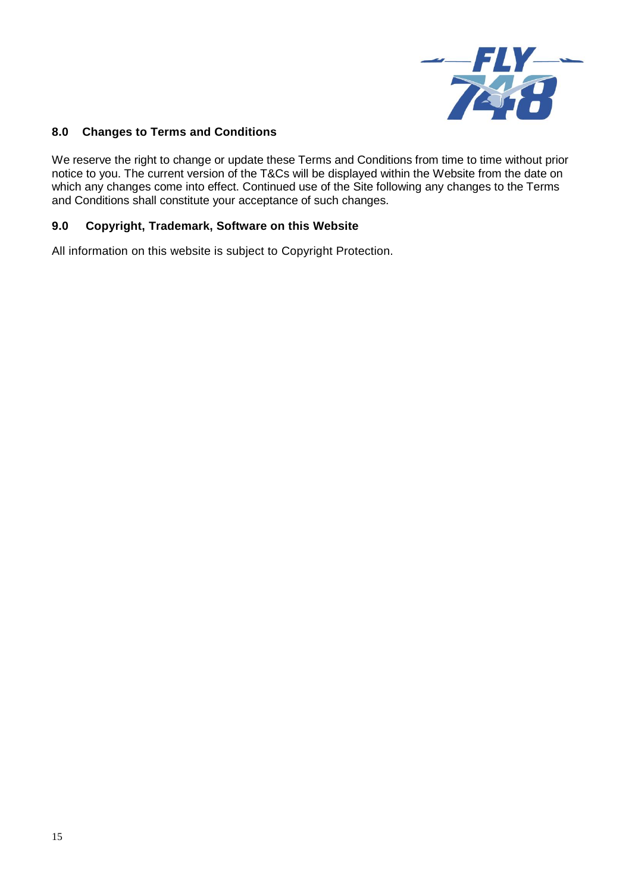## 8.0 Changes to Terms and Conditions

We reserve the right to change or update these Terms and Conditions from time to time without prior notice to you. The current version of the T&Cs will be displayed within the Website from the date on which any changes come into effect. Continued use of the Site following any changes to the Terms and Conditions shall constitute your acceptance of such changes.

## 9.0 Copyright, Trademark, Software on this Website

All information on this website is subject to Copyright Protection.